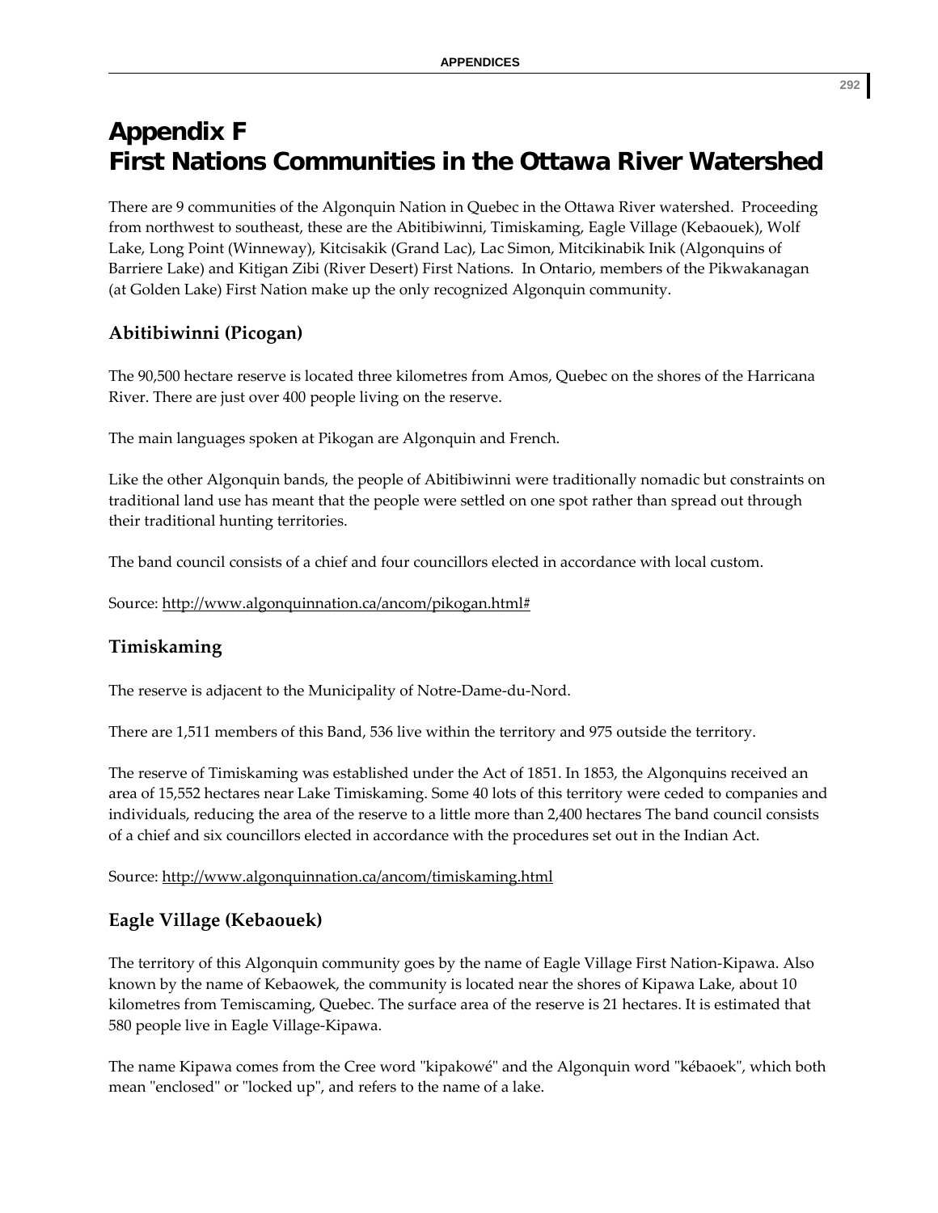# Appendix F
# First Nations Communities in the Ottawa River Watershed

There are 9 communities of the Algonquin Nation in Quebec in the Ottawa River watershed. Proceeding from northwest to southeast, these are the Abitibiwinni, Timiskaming, Eagle Village (Kebaouek), Wolf Lake, Long Point (Winneway), Kitcisakik (Grand Lac), Lac Simon, Mitcikinabik Inik (Algonquins of Barriere Lake) and Kitigan Zibi (River Desert) First Nations. In Ontario, members of the Pikwakanagan (at Golden Lake) First Nation make up the only recognized Algonquin community.

## Abitibiwinni (Picogan)

The 90,500 hectare reserve is located three kilometres from Amos, Quebec on the shores of the Harricana River. There are just over 400 people living on the reserve.

The main languages spoken at Pikogan are Algonquin and French.

Like the other Algonquin bands, the people of Abitibiwinni were traditionally nomadic but constraints on traditional land use has meant that the people were settled on one spot rather than spread out through their traditional hunting territories.

The band council consists of a chief and four councillors elected in accordance with local custom.

Source: http://www.algonquinnation.ca/ancom/pikogan.html#

## Timiskaming

The reserve is adjacent to the Municipality of Notre-Dame-du-Nord.

There are 1,511 members of this Band, 536 live within the territory and 975 outside the territory.

The reserve of Timiskaming was established under the Act of 1851. In 1853, the Algonquins received an area of 15,552 hectares near Lake Timiskaming. Some 40 lots of this territory were ceded to companies and individuals, reducing the area of the reserve to a little more than 2,400 hectares The band council consists of a chief and six councillors elected in accordance with the procedures set out in the Indian Act.

Source: http://www.algonquinnation.ca/ancom/timiskaming.html

## Eagle Village (Kebaouek)

The territory of this Algonquin community goes by the name of Eagle Village First Nation-Kipawa. Also known by the name of Kebaowek, the community is located near the shores of Kipawa Lake, about 10 kilometres from Temiscaming, Quebec. The surface area of the reserve is 21 hectares. It is estimated that 580 people live in Eagle Village-Kipawa.

The name Kipawa comes from the Cree word "kipakowé" and the Algonquin word "kébaoek", which both mean "enclosed" or "locked up", and refers to the name of a lake.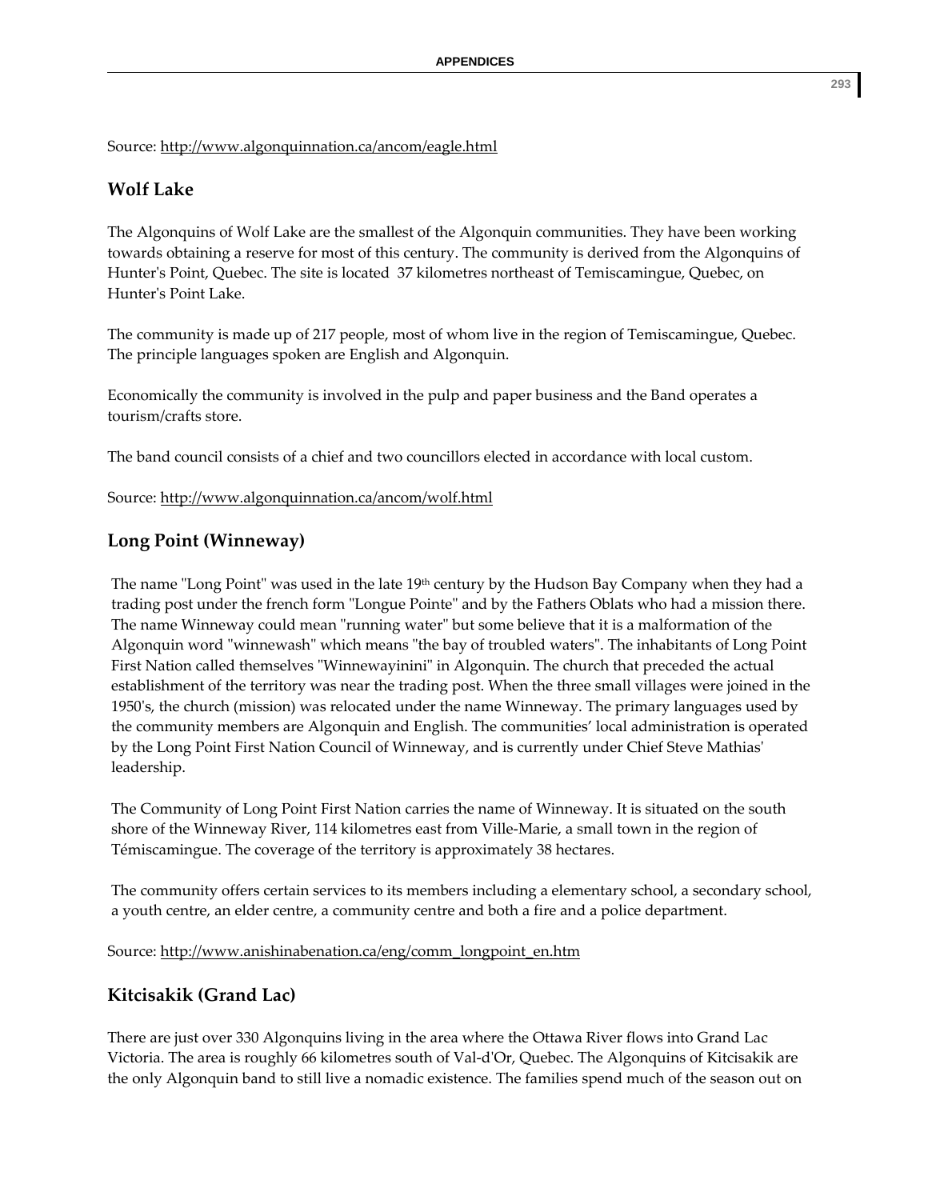Source: http://www.algonquinnation.ca/ancom/eagle.html

## Wolf Lake

The Algonquins of Wolf Lake are the smallest of the Algonquin communities. They have been working towards obtaining a reserve for most of this century. The community is derived from the Algonquins of Hunter's Point, Quebec. The site is located 37 kilometres northeast of Temiscamingue, Quebec, on Hunter's Point Lake.

The community is made up of 217 people, most of whom live in the region of Temiscamingue, Quebec. The principle languages spoken are English and Algonquin.

Economically the community is involved in the pulp and paper business and the Band operates a tourism/crafts store.

The band council consists of a chief and two councillors elected in accordance with local custom.

Source: http://www.algonquinnation.ca/ancom/wolf.html

## Long Point (Winneway)

The name "Long Point" was used in the late 19th century by the Hudson Bay Company when they had a trading post under the french form "Longue Pointe" and by the Fathers Oblats who had a mission there. The name Winneway could mean "running water" but some believe that it is a malformation of the Algonquin word "winnewash" which means "the bay of troubled waters". The inhabitants of Long Point First Nation called themselves "Winnewayinini" in Algonquin. The church that preceded the actual establishment of the territory was near the trading post. When the three small villages were joined in the 1950's, the church (mission) was relocated under the name Winneway. The primary languages used by the community members are Algonquin and English. The communities' local administration is operated by the Long Point First Nation Council of Winneway, and is currently under Chief Steve Mathias' leadership.

The Community of Long Point First Nation carries the name of Winneway. It is situated on the south shore of the Winneway River, 114 kilometres east from Ville-Marie, a small town in the region of Témiscamingue. The coverage of the territory is approximately 38 hectares.

The community offers certain services to its members including a elementary school, a secondary school, a youth centre, an elder centre, a community centre and both a fire and a police department.

Source: http://www.anishinabenation.ca/eng/comm_longpoint_en.htm

## Kitcisakik (Grand Lac)

There are just over 330 Algonquins living in the area where the Ottawa River flows into Grand Lac Victoria. The area is roughly 66 kilometres south of Val-d'Or, Quebec. The Algonquins of Kitcisakik are the only Algonquin band to still live a nomadic existence. The families spend much of the season out on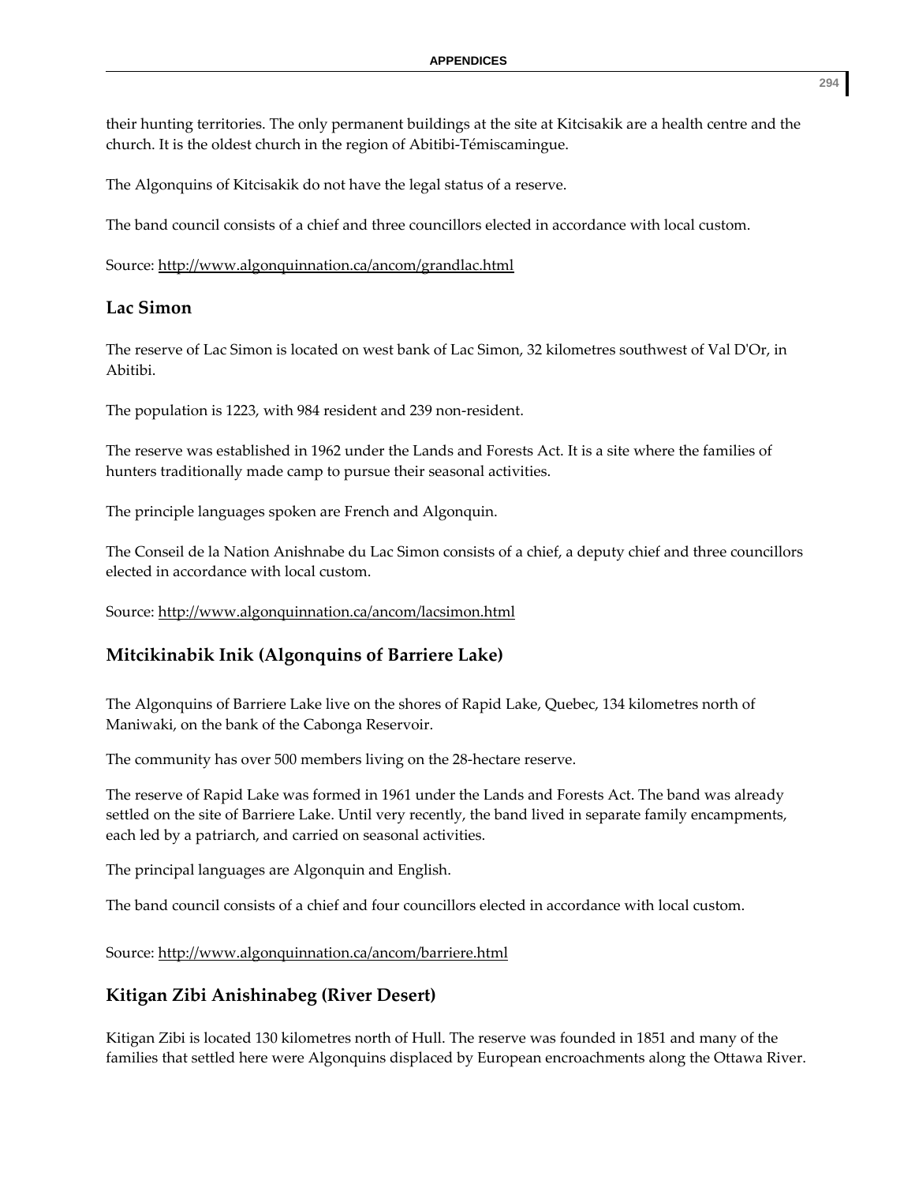their hunting territories. The only permanent buildings at the site at Kitcisakik are a health centre and the church. It is the oldest church in the region of Abitibi-Témiscamingue.

The Algonquins of Kitcisakik do not have the legal status of a reserve.

The band council consists of a chief and three councillors elected in accordance with local custom.

Source: http://www.algonquinnation.ca/ancom/grandlac.html

## Lac Simon

The reserve of Lac Simon is located on west bank of Lac Simon, 32 kilometres southwest of Val D'Or, in Abitibi.

The population is 1223, with 984 resident and 239 non-resident.

The reserve was established in 1962 under the Lands and Forests Act. It is a site where the families of hunters traditionally made camp to pursue their seasonal activities.

The principle languages spoken are French and Algonquin.

The Conseil de la Nation Anishnabe du Lac Simon consists of a chief, a deputy chief and three councillors elected in accordance with local custom.

Source: http://www.algonquinnation.ca/ancom/lacsimon.html

## Mitcikinabik Inik (Algonquins of Barriere Lake)

The Algonquins of Barriere Lake live on the shores of Rapid Lake, Quebec, 134 kilometres north of Maniwaki, on the bank of the Cabonga Reservoir.

The community has over 500 members living on the 28-hectare reserve.

The reserve of Rapid Lake was formed in 1961 under the Lands and Forests Act. The band was already settled on the site of Barriere Lake. Until very recently, the band lived in separate family encampments, each led by a patriarch, and carried on seasonal activities.

The principal languages are Algonquin and English.

The band council consists of a chief and four councillors elected in accordance with local custom.

Source: http://www.algonquinnation.ca/ancom/barriere.html

## Kitigan Zibi Anishinabeg (River Desert)

Kitigan Zibi is located 130 kilometres north of Hull. The reserve was founded in 1851 and many of the families that settled here were Algonquins displaced by European encroachments along the Ottawa River.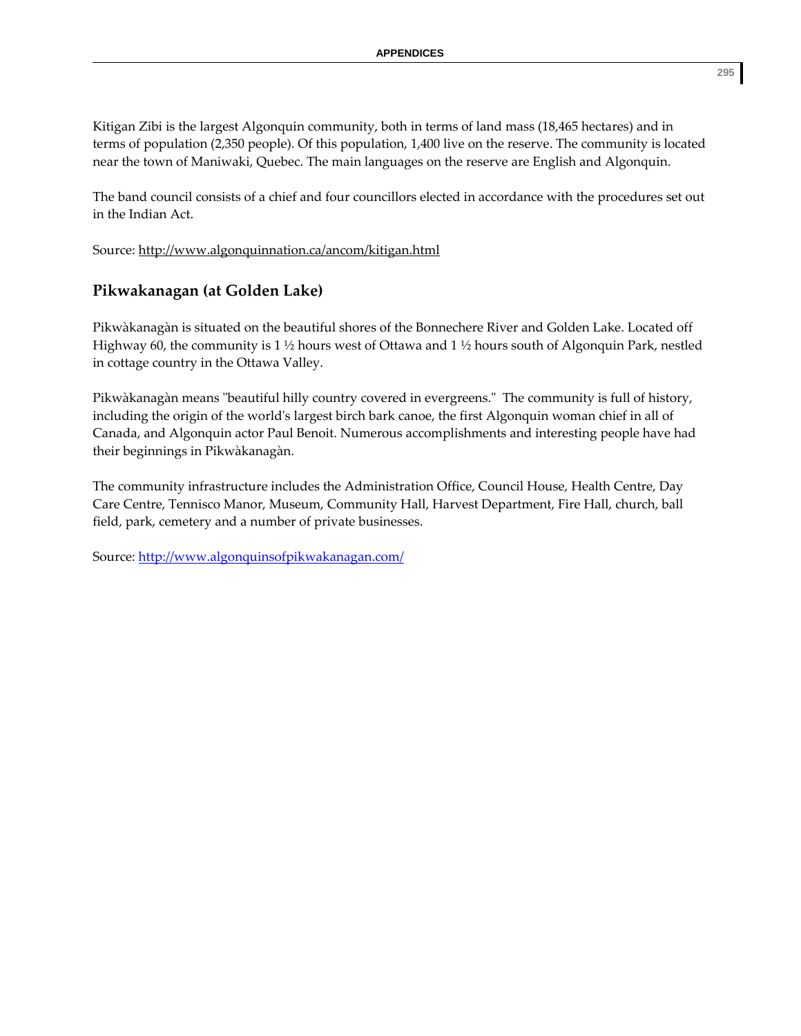Kitigan Zibi is the largest Algonquin community, both in terms of land mass (18,465 hectares) and in terms of population (2,350 people). Of this population, 1,400 live on the reserve. The community is located near the town of Maniwaki, Quebec. The main languages on the reserve are English and Algonquin.

The band council consists of a chief and four councillors elected in accordance with the procedures set out in the Indian Act.

Source: http://www.algonquinnation.ca/ancom/kitigan.html

## Pikwakanagan (at Golden Lake)

Pikwàkanagàn is situated on the beautiful shores of the Bonnechere River and Golden Lake. Located off Highway 60, the community is 1 ½ hours west of Ottawa and 1 ½ hours south of Algonquin Park, nestled in cottage country in the Ottawa Valley.

Pikwàkanagàn means "beautiful hilly country covered in evergreens." The community is full of history, including the origin of the world's largest birch bark canoe, the first Algonquin woman chief in all of Canada, and Algonquin actor Paul Benoit. Numerous accomplishments and interesting people have had their beginnings in Pikwàkanagàn.

The community infrastructure includes the Administration Office, Council House, Health Centre, Day Care Centre, Tennisco Manor, Museum, Community Hall, Harvest Department, Fire Hall, church, ball field, park, cemetery and a number of private businesses.

Source: http://www.algonquinsofpikwakanagan.com/